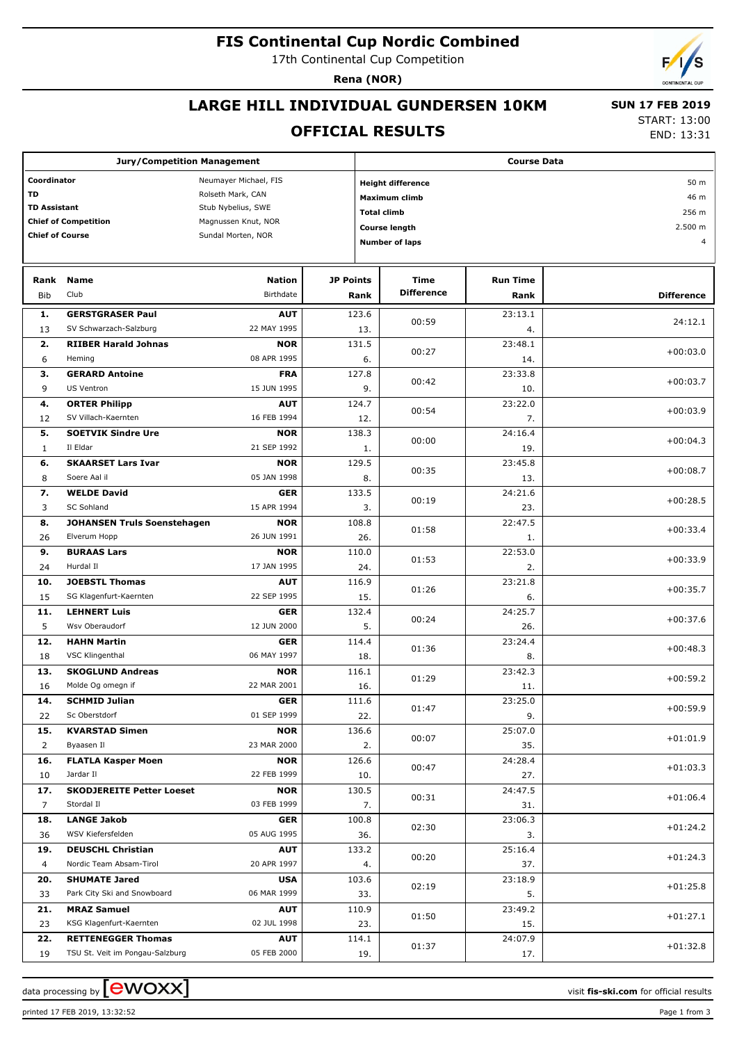# FIS Continental Cup Nordic Combined

17th Continental Cup Competition

**Rena (NOR)**

## LARGE HILL INDIVIDUAL GUNDERSEN 10KM

## OFFICIAL RESULTS

**SUN 17 FEB 2019**

START: 13:00
END: 13:31

| Jury/Competition Management | |
|---|---|
| Coordinator | Neumayer Michael, FIS |
| TD | Rolseth Mark, CAN |
| TD Assistant | Stub Nybelius, SWE |
| Chief of Competition | Magnussen Knut, NOR |
| Chief of Course | Sundal Morten, NOR |

| Course Data | |
|---|---|
| Height difference | 50 m |
| Maximum climb | 46 m |
| Total climb | 256 m |
| Course length | 2.500 m |
| Number of laps | 4 |

| Rank | Bib | Name | Club | Nation | Birthdate | JP Points | JP Rank | Time Difference | Run Time | Run Time Rank | Difference |
|---|---|---|---|---|---|---|---|---|---|---|---|
| 1. | 13 | GERSTGRASER Paul | SV Schwarzach-Salzburg | AUT | 22 MAY 1995 | 123.6 | 13. | 00:59 | 23:13.1 | 4. | 24:12.1 |
| 2. | 6 | RIIBER Harald Johnas | Heming | NOR | 08 APR 1995 | 131.5 | 6. | 00:27 | 23:48.1 | 14. | +00:03.0 |
| 3. | 9 | GERARD Antoine | US Ventron | FRA | 15 JUN 1995 | 127.8 | 9. | 00:42 | 23:33.8 | 10. | +00:03.7 |
| 4. | 12 | ORTER Philipp | SV Villach-Kaernten | AUT | 16 FEB 1994 | 124.7 | 12. | 00:54 | 23:22.0 | 7. | +00:03.9 |
| 5. | 1 | SOETVIK Sindre Ure | Il Eldar | NOR | 21 SEP 1992 | 138.3 | 1. | 00:00 | 24:16.4 | 19. | +00:04.3 |
| 6. | 8 | SKAARSET Lars Ivar | Soere Aal il | NOR | 05 JAN 1998 | 129.5 | 8. | 00:35 | 23:45.8 | 13. | +00:08.7 |
| 7. | 3 | WELDE David | SC Sohland | GER | 15 APR 1994 | 133.5 | 3. | 00:19 | 24:21.6 | 23. | +00:28.5 |
| 8. | 26 | JOHANSEN Truls Soenstehagen | Elverum Hopp | NOR | 26 JUN 1991 | 108.8 | 26. | 01:58 | 22:47.5 | 1. | +00:33.4 |
| 9. | 24 | BURAAS Lars | Hurdal Il | NOR | 17 JAN 1995 | 110.0 | 24. | 01:53 | 22:53.0 | 2. | +00:33.9 |
| 10. | 15 | JOEBSTL Thomas | SG Klagenfurt-Kaernten | AUT | 22 SEP 1995 | 116.9 | 15. | 01:26 | 23:21.8 | 6. | +00:35.7 |
| 11. | 5 | LEHNERT Luis | Wsv Oberaudorf | GER | 12 JUN 2000 | 132.4 | 5. | 00:24 | 24:25.7 | 26. | +00:37.6 |
| 12. | 18 | HAHN Martin | VSC Klingenthal | GER | 06 MAY 1997 | 114.4 | 18. | 01:36 | 23:24.4 | 8. | +00:48.3 |
| 13. | 16 | SKOGLUND Andreas | Molde Og omegn if | NOR | 22 MAR 2001 | 116.1 | 16. | 01:29 | 23:42.3 | 11. | +00:59.2 |
| 14. | 22 | SCHMID Julian | Sc Oberstdorf | GER | 01 SEP 1999 | 111.6 | 22. | 01:47 | 23:25.0 | 9. | +00:59.9 |
| 15. | 2 | KVARSTAD Simen | Byaasen Il | NOR | 23 MAR 2000 | 136.6 | 2. | 00:07 | 25:07.0 | 35. | +01:01.9 |
| 16. | 10 | FLATLA Kasper Moen | Jardar Il | NOR | 22 FEB 1999 | 126.6 | 10. | 00:47 | 24:28.4 | 27. | +01:03.3 |
| 17. | 7 | SKODJEREITE Petter Loeset | Stordal Il | NOR | 03 FEB 1999 | 130.5 | 7. | 00:31 | 24:47.5 | 31. | +01:06.4 |
| 18. | 36 | LANGE Jakob | WSV Kiefersfelden | GER | 05 AUG 1995 | 100.8 | 36. | 02:30 | 23:06.3 | 3. | +01:24.2 |
| 19. | 4 | DEUSCHL Christian | Nordic Team Absam-Tirol | AUT | 20 APR 1997 | 133.2 | 4. | 00:20 | 25:16.4 | 37. | +01:24.3 |
| 20. | 33 | SHUMATE Jared | Park City Ski and Snowboard | USA | 06 MAR 1999 | 103.6 | 33. | 02:19 | 23:18.9 | 5. | +01:25.8 |
| 21. | 23 | MRAZ Samuel | KSG Klagenfurt-Kaernten | AUT | 02 JUL 1998 | 110.9 | 23. | 01:50 | 23:49.2 | 15. | +01:27.1 |
| 22. | 19 | RETTENEGGER Thomas | TSU St. Veit im Pongau-Salzburg | AUT | 05 FEB 2000 | 114.1 | 19. | 01:37 | 24:07.9 | 17. | +01:32.8 |

data processing by ewoxx — visit fis-ski.com for official results

printed 17 FEB 2019, 13:32:52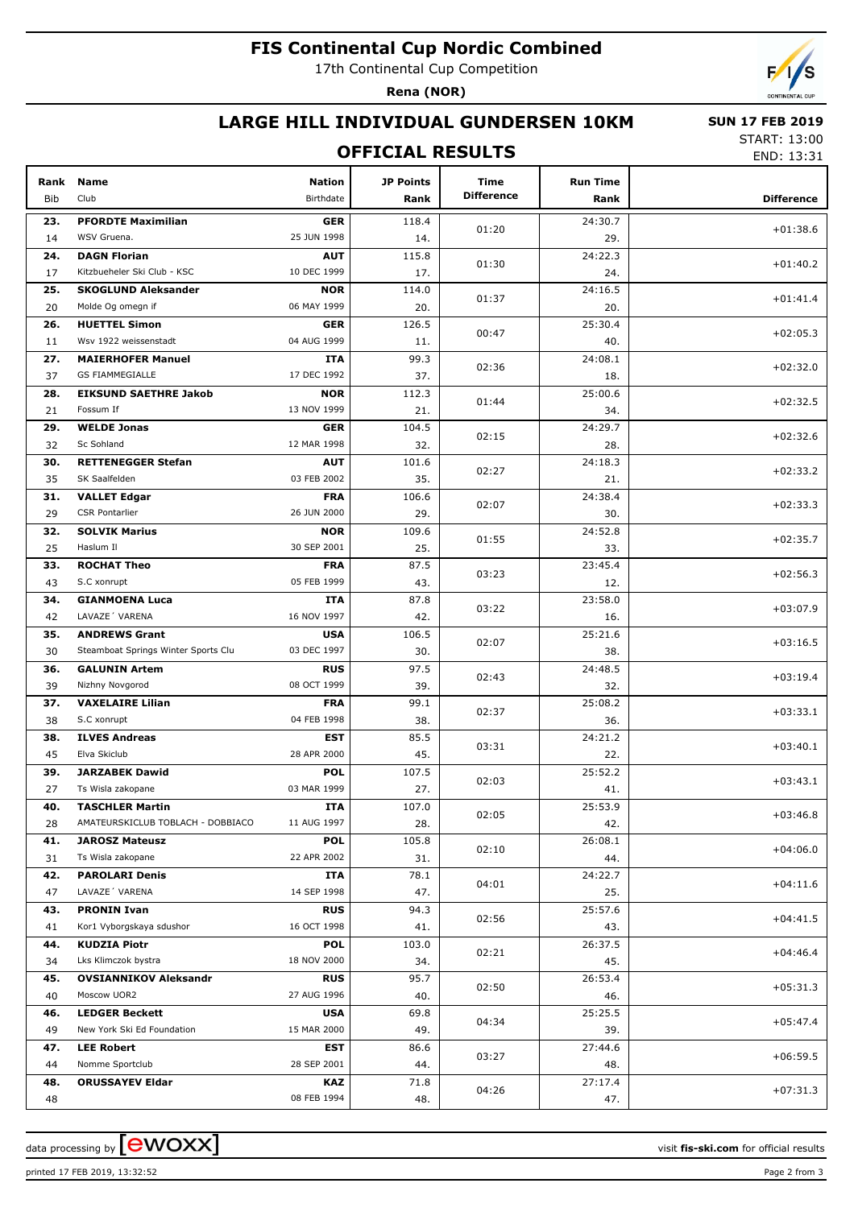# FIS Continental Cup Nordic Combined

17th Continental Cup Competition

**Rena (NOR)**

## LARGE HILL INDIVIDUAL GUNDERSEN 10KM

**SUN 17 FEB 2019**

START: 13:00

END: 13:31

## OFFICIAL RESULTS

| Rank<br>Bib | Name<br>Club | Nation<br>Birthdate | JP Points<br>Rank | Time Difference | Run Time<br>Rank | Difference |
|---|---|---|---|---|---|---|
| **23.**<br>14 | **PFORDTE Maximilian**<br>WSV Gruena. | **GER**<br>25 JUN 1998 | 118.4<br>14. | 01:20 | 24:30.7<br>29. | +01:38.6 |
| **24.**<br>17 | **DAGN Florian**<br>Kitzbueheler Ski Club - KSC | **AUT**<br>10 DEC 1999 | 115.8<br>17. | 01:30 | 24:22.3<br>24. | +01:40.2 |
| **25.**<br>20 | **SKOGLUND Aleksander**<br>Molde Og omegn if | **NOR**<br>06 MAY 1999 | 114.0<br>20. | 01:37 | 24:16.5<br>20. | +01:41.4 |
| **26.**<br>11 | **HUETTEL Simon**<br>Wsv 1922 weissenstadt | **GER**<br>04 AUG 1999 | 126.5<br>11. | 00:47 | 25:30.4<br>40. | +02:05.3 |
| **27.**<br>37 | **MAIERHOFER Manuel**<br>GS FIAMMEGIALLE | **ITA**<br>17 DEC 1992 | 99.3<br>37. | 02:36 | 24:08.1<br>18. | +02:32.0 |
| **28.**<br>21 | **EIKSUND SAETHRE Jakob**<br>Fossum If | **NOR**<br>13 NOV 1999 | 112.3<br>21. | 01:44 | 25:00.6<br>34. | +02:32.5 |
| **29.**<br>32 | **WELDE Jonas**<br>Sc Sohland | **GER**<br>12 MAR 1998 | 104.5<br>32. | 02:15 | 24:29.7<br>28. | +02:32.6 |
| **30.**<br>35 | **RETTENEGGER Stefan**<br>SK Saalfelden | **AUT**<br>03 FEB 2002 | 101.6<br>35. | 02:27 | 24:18.3<br>21. | +02:33.2 |
| **31.**<br>29 | **VALLET Edgar**<br>CSR Pontarlier | **FRA**<br>26 JUN 2000 | 106.6<br>29. | 02:07 | 24:38.4<br>30. | +02:33.3 |
| **32.**<br>25 | **SOLVIK Marius**<br>Haslum Il | **NOR**<br>30 SEP 2001 | 109.6<br>25. | 01:55 | 24:52.8<br>33. | +02:35.7 |
| **33.**<br>43 | **ROCHAT Theo**<br>S.C xonrupt | **FRA**<br>05 FEB 1999 | 87.5<br>43. | 03:23 | 23:45.4<br>12. | +02:56.3 |
| **34.**<br>42 | **GIANMOENA Luca**<br>LAVAZE´ VARENA | **ITA**<br>16 NOV 1997 | 87.8<br>42. | 03:22 | 23:58.0<br>16. | +03:07.9 |
| **35.**<br>30 | **ANDREWS Grant**<br>Steamboat Springs Winter Sports Clu | **USA**<br>03 DEC 1997 | 106.5<br>30. | 02:07 | 25:21.6<br>38. | +03:16.5 |
| **36.**<br>39 | **GALUNIN Artem**<br>Nizhny Novgorod | **RUS**<br>08 OCT 1999 | 97.5<br>39. | 02:43 | 24:48.5<br>32. | +03:19.4 |
| **37.**<br>38 | **VAXELAIRE Lilian**<br>S.C xonrupt | **FRA**<br>04 FEB 1998 | 99.1<br>38. | 02:37 | 25:08.2<br>36. | +03:33.1 |
| **38.**<br>45 | **ILVES Andreas**<br>Elva Skiclub | **EST**<br>28 APR 2000 | 85.5<br>45. | 03:31 | 24:21.2<br>22. | +03:40.1 |
| **39.**<br>27 | **JARZABEK Dawid**<br>Ts Wisla zakopane | **POL**<br>03 MAR 1999 | 107.5<br>27. | 02:03 | 25:52.2<br>41. | +03:43.1 |
| **40.**<br>28 | **TASCHLER Martin**<br>AMATEURSKICLUB TOBLACH - DOBBIACO | **ITA**<br>11 AUG 1997 | 107.0<br>28. | 02:05 | 25:53.9<br>42. | +03:46.8 |
| **41.**<br>31 | **JAROSZ Mateusz**<br>Ts Wisla zakopane | **POL**<br>22 APR 2002 | 105.8<br>31. | 02:10 | 26:08.1<br>44. | +04:06.0 |
| **42.**<br>47 | **PAROLARI Denis**<br>LAVAZE´ VARENA | **ITA**<br>14 SEP 1998 | 78.1<br>47. | 04:01 | 24:22.7<br>25. | +04:11.6 |
| **43.**<br>41 | **PRONIN Ivan**<br>Kor1 Vyborgskaya sdushor | **RUS**<br>16 OCT 1998 | 94.3<br>41. | 02:56 | 25:57.6<br>43. | +04:41.5 |
| **44.**<br>34 | **KUDZIA Piotr**<br>Lks Klimczok bystra | **POL**<br>18 NOV 2000 | 103.0<br>34. | 02:21 | 26:37.5<br>45. | +04:46.4 |
| **45.**<br>40 | **OVSIANNIKOV Aleksandr**<br>Moscow UOR2 | **RUS**<br>27 AUG 1996 | 95.7<br>40. | 02:50 | 26:53.4<br>46. | +05:31.3 |
| **46.**<br>49 | **LEDGER Beckett**<br>New York Ski Ed Foundation | **USA**<br>15 MAR 2000 | 69.8<br>49. | 04:34 | 25:25.5<br>39. | +05:47.4 |
| **47.**<br>44 | **LEE Robert**<br>Nomme Sportclub | **EST**<br>28 SEP 2001 | 86.6<br>44. | 03:27 | 27:44.6<br>48. | +06:59.5 |
| **48.**<br>48 | **ORUSSAYEV Eldar** | **KAZ**<br>08 FEB 1994 | 71.8<br>48. | 04:26 | 27:17.4<br>47. | +07:31.3 |

data processing by ewoxx — visit **fis-ski.com** for official results

printed 17 FEB 2019, 13:32:52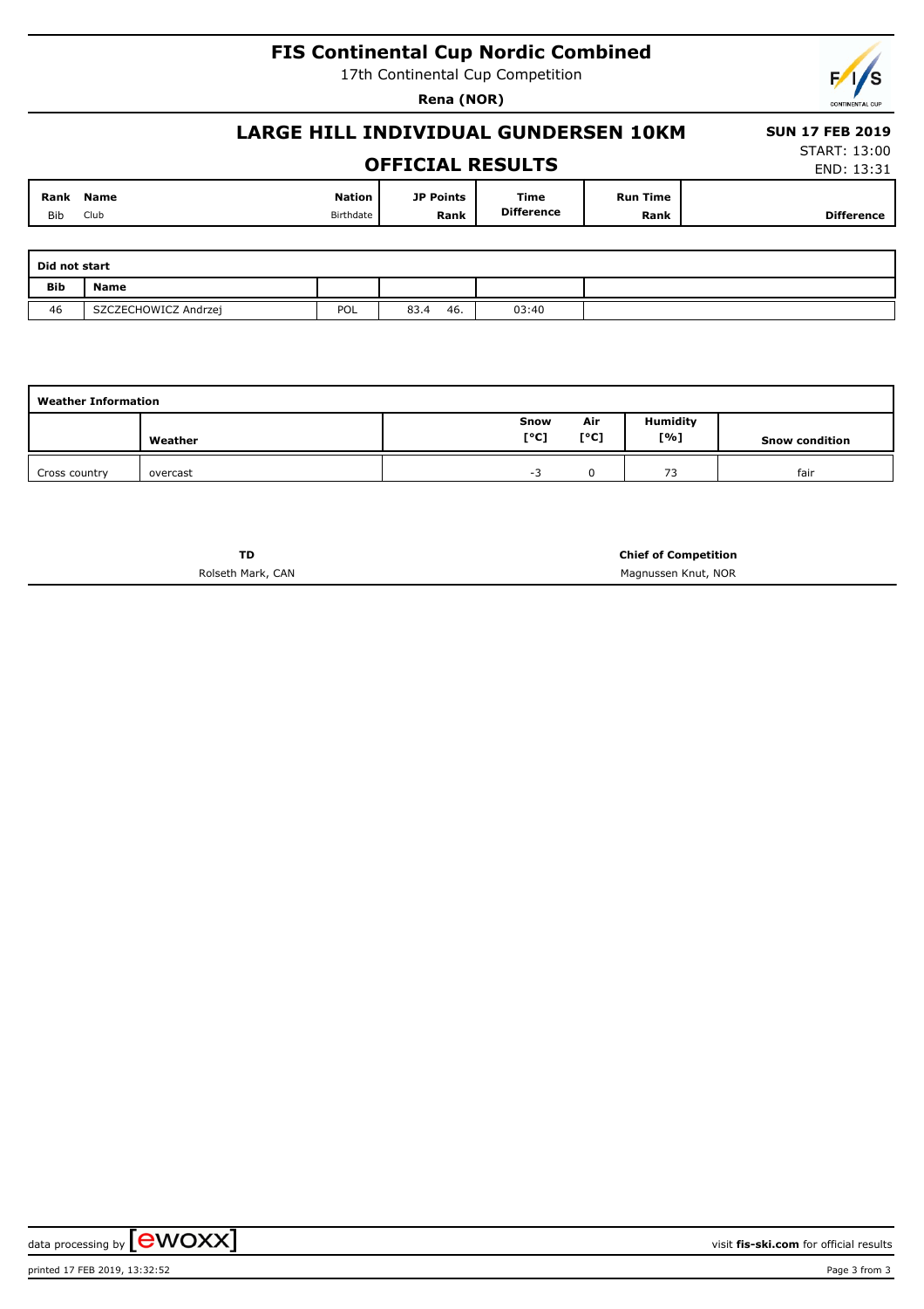# FIS Continental Cup Nordic Combined

17th Continental Cup Competition

**Rena (NOR)**

## LARGE HILL INDIVIDUAL GUNDERSEN 10KM

**SUN 17 FEB 2019**

START: 13:00

END: 13:31

## OFFICIAL RESULTS

| Rank Bib | Name Club | Nation Birthdate | JP Points Rank | Time Difference | Run Time Rank | Difference |
|---|---|---|---|---|---|---|

**Did not start**

| Bib | Name | | | | |
|---|---|---|---|---|---|
| 46 | SZCZECHOWICZ Andrzej | POL | 83.4 46. | 03:40 | |

**Weather Information**

| | Weather | Snow [°C] | Air [°C] | Humidity [%] | Snow condition |
|---|---|---|---|---|---|
| Cross country | overcast | -3 | 0 | 73 | fair |

**TD**
Rolseth Mark, CAN

**Chief of Competition**
Magnussen Knut, NOR

data processing by [ewoxx]

visit **fis-ski.com** for official results

printed 17 FEB 2019, 13:32:52